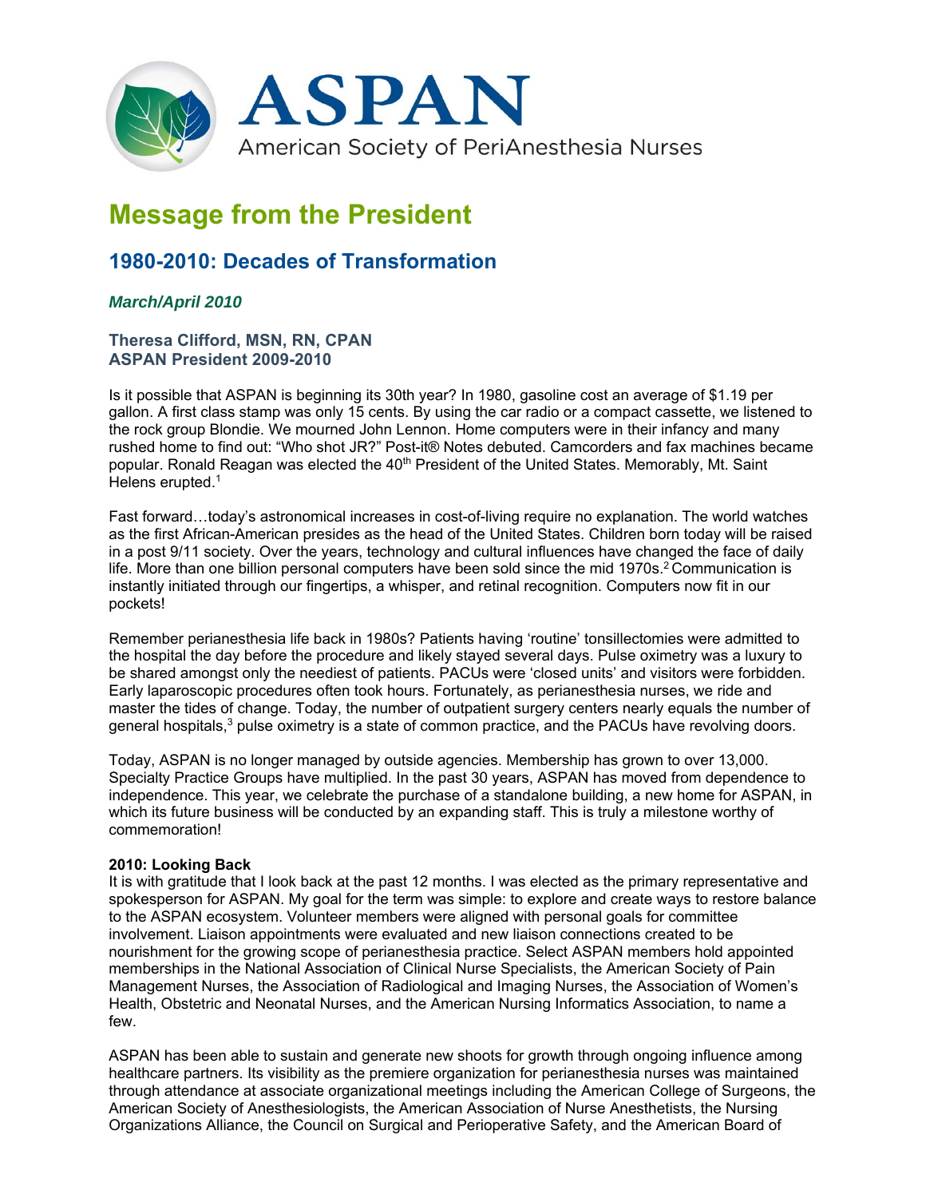ASPAN

American Society of PeriAnesthesia Nurses

# Message from the President

## 1980-2010: Decades of Transformation

***March/April 2010***

**Theresa Clifford, MSN, RN, CPAN**
**ASPAN President 2009-2010**

Is it possible that ASPAN is beginning its 30th year? In 1980, gasoline cost an average of $1.19 per gallon. A first class stamp was only 15 cents. By using the car radio or a compact cassette, we listened to the rock group Blondie. We mourned John Lennon. Home computers were in their infancy and many rushed home to find out: "Who shot JR?" Post-it® Notes debuted. Camcorders and fax machines became popular. Ronald Reagan was elected the 40th President of the United States. Memorably, Mt. Saint Helens erupted.[1]

Fast forward…today's astronomical increases in cost-of-living require no explanation. The world watches as the first African-American presides as the head of the United States. Children born today will be raised in a post 9/11 society. Over the years, technology and cultural influences have changed the face of daily life. More than one billion personal computers have been sold since the mid 1970s.[2] Communication is instantly initiated through our fingertips, a whisper, and retinal recognition. Computers now fit in our pockets!

Remember perianesthesia life back in 1980s? Patients having 'routine' tonsillectomies were admitted to the hospital the day before the procedure and likely stayed several days. Pulse oximetry was a luxury to be shared amongst only the neediest of patients. PACUs were 'closed units' and visitors were forbidden. Early laparoscopic procedures often took hours. Fortunately, as perianesthesia nurses, we ride and master the tides of change. Today, the number of outpatient surgery centers nearly equals the number of general hospitals,[3] pulse oximetry is a state of common practice, and the PACUs have revolving doors.

Today, ASPAN is no longer managed by outside agencies. Membership has grown to over 13,000. Specialty Practice Groups have multiplied. In the past 30 years, ASPAN has moved from dependence to independence. This year, we celebrate the purchase of a standalone building, a new home for ASPAN, in which its future business will be conducted by an expanding staff. This is truly a milestone worthy of commemoration!

**2010: Looking Back**

It is with gratitude that I look back at the past 12 months. I was elected as the primary representative and spokesperson for ASPAN. My goal for the term was simple: to explore and create ways to restore balance to the ASPAN ecosystem. Volunteer members were aligned with personal goals for committee involvement. Liaison appointments were evaluated and new liaison connections created to be nourishment for the growing scope of perianesthesia practice. Select ASPAN members hold appointed memberships in the National Association of Clinical Nurse Specialists, the American Society of Pain Management Nurses, the Association of Radiological and Imaging Nurses, the Association of Women's Health, Obstetric and Neonatal Nurses, and the American Nursing Informatics Association, to name a few.

ASPAN has been able to sustain and generate new shoots for growth through ongoing influence among healthcare partners. Its visibility as the premiere organization for perianesthesia nurses was maintained through attendance at associate organizational meetings including the American College of Surgeons, the American Society of Anesthesiologists, the American Association of Nurse Anesthetists, the Nursing Organizations Alliance, the Council on Surgical and Perioperative Safety, and the American Board of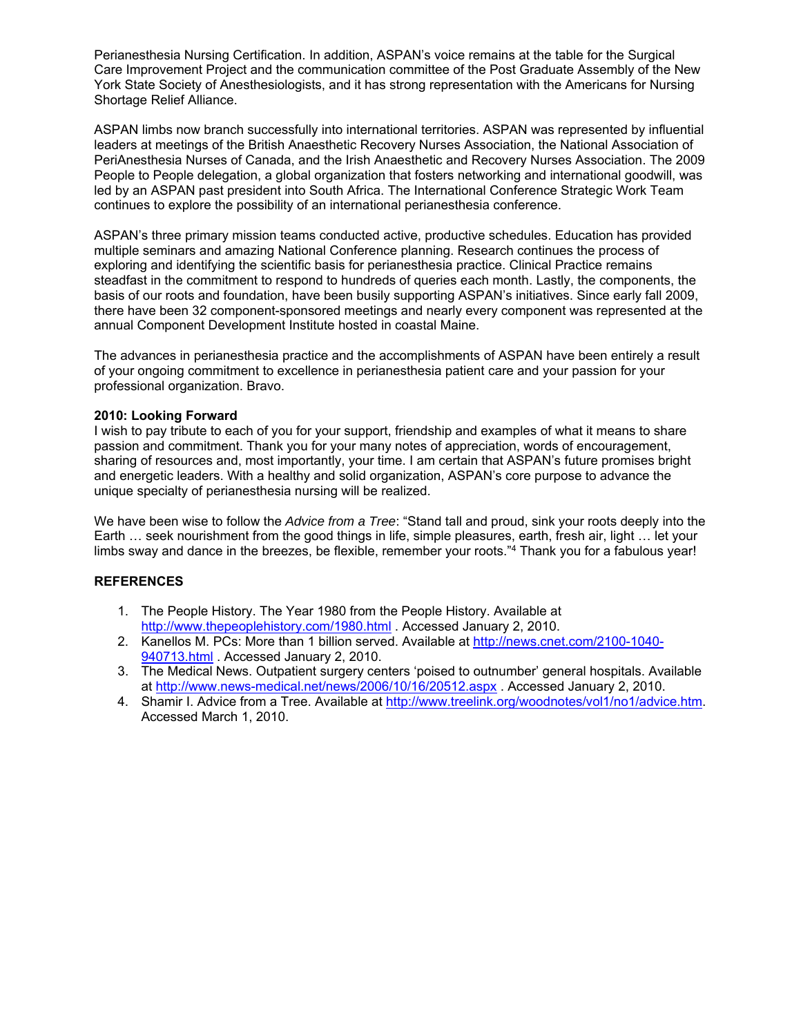Perianesthesia Nursing Certification. In addition, ASPAN's voice remains at the table for the Surgical Care Improvement Project and the communication committee of the Post Graduate Assembly of the New York State Society of Anesthesiologists, and it has strong representation with the Americans for Nursing Shortage Relief Alliance.

ASPAN limbs now branch successfully into international territories. ASPAN was represented by influential leaders at meetings of the British Anaesthetic Recovery Nurses Association, the National Association of PeriAnesthesia Nurses of Canada, and the Irish Anaesthetic and Recovery Nurses Association. The 2009 People to People delegation, a global organization that fosters networking and international goodwill, was led by an ASPAN past president into South Africa. The International Conference Strategic Work Team continues to explore the possibility of an international perianesthesia conference.

ASPAN's three primary mission teams conducted active, productive schedules. Education has provided multiple seminars and amazing National Conference planning. Research continues the process of exploring and identifying the scientific basis for perianesthesia practice. Clinical Practice remains steadfast in the commitment to respond to hundreds of queries each month. Lastly, the components, the basis of our roots and foundation, have been busily supporting ASPAN's initiatives. Since early fall 2009, there have been 32 component-sponsored meetings and nearly every component was represented at the annual Component Development Institute hosted in coastal Maine.

The advances in perianesthesia practice and the accomplishments of ASPAN have been entirely a result of your ongoing commitment to excellence in perianesthesia patient care and your passion for your professional organization. Bravo.

**2010: Looking Forward**

I wish to pay tribute to each of you for your support, friendship and examples of what it means to share passion and commitment. Thank you for your many notes of appreciation, words of encouragement, sharing of resources and, most importantly, your time. I am certain that ASPAN's future promises bright and energetic leaders. With a healthy and solid organization, ASPAN's core purpose to advance the unique specialty of perianesthesia nursing will be realized.

We have been wise to follow the *Advice from a Tree*: "Stand tall and proud, sink your roots deeply into the Earth … seek nourishment from the good things in life, simple pleasures, earth, fresh air, light … let your limbs sway and dance in the breezes, be flexible, remember your roots."[4] Thank you for a fabulous year!

## REFERENCES

1. The People History. The Year 1980 from the People History. Available at http://www.thepeoplehistory.com/1980.html . Accessed January 2, 2010.
2. Kanellos M. PCs: More than 1 billion served. Available at http://news.cnet.com/2100-1040-940713.html . Accessed January 2, 2010.
3. The Medical News. Outpatient surgery centers 'poised to outnumber' general hospitals. Available at http://www.news-medical.net/news/2006/10/16/20512.aspx . Accessed January 2, 2010.
4. Shamir I. Advice from a Tree. Available at http://www.treelink.org/woodnotes/vol1/no1/advice.htm. Accessed March 1, 2010.